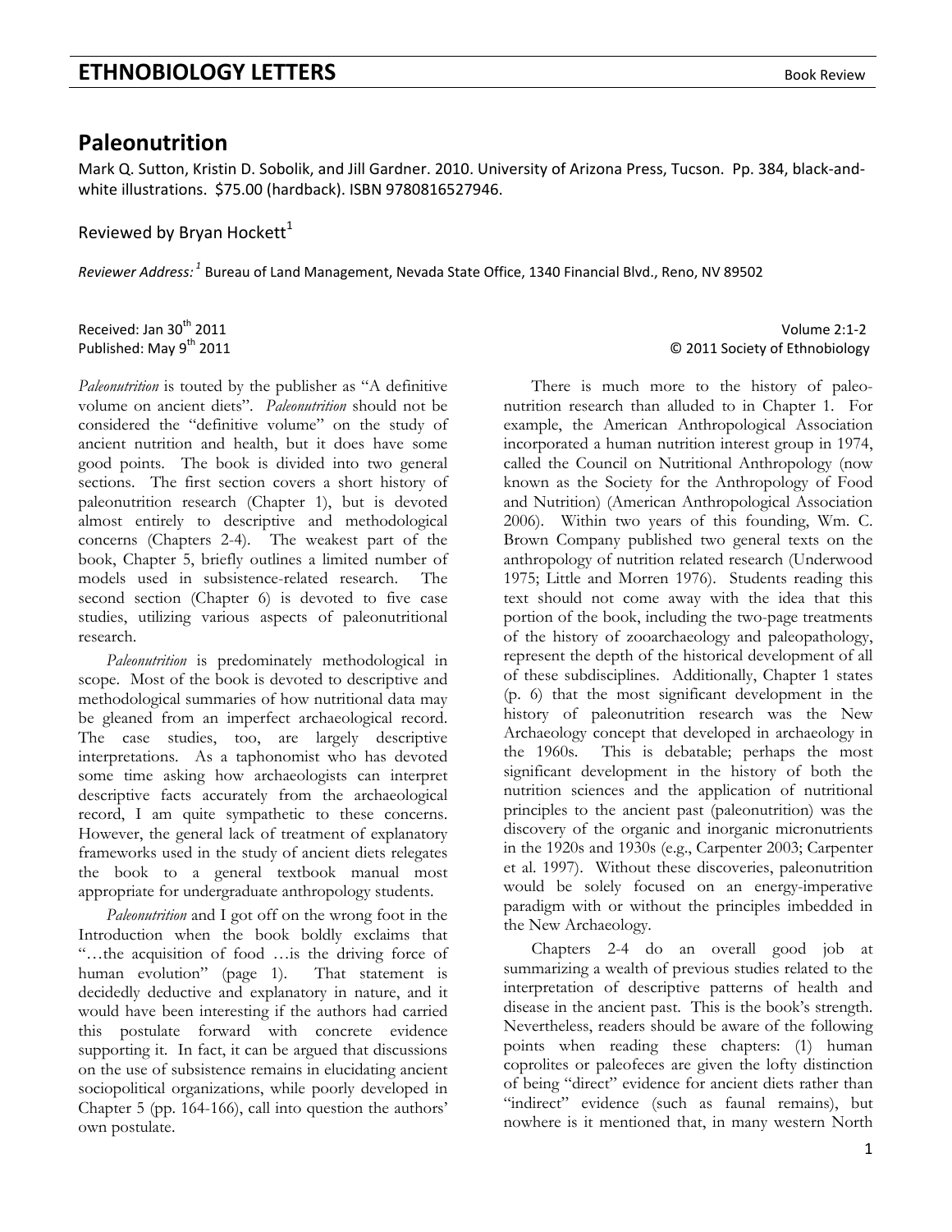# Paleonutrition

Mark Q. Sutton, Kristin D. Sobolik, and Jill Gardner. 2010. University of Arizona Press, Tucson. Pp. 384, black-and-white illustrations. $75.00 (hardback). ISBN 9780816527946.

Reviewed by Bryan Hockett[1]

*Reviewer Address:* [1] Bureau of Land Management, Nevada State Office, 1340 Financial Blvd., Reno, NV 89502

Received: Jan 30th 2011
Published: May 9th 2011

*Paleonutrition* is touted by the publisher as "A definitive volume on ancient diets". *Paleonutrition* should not be considered the "definitive volume" on the study of ancient nutrition and health, but it does have some good points. The book is divided into two general sections. The first section covers a short history of paleonutrition research (Chapter 1), but is devoted almost entirely to descriptive and methodological concerns (Chapters 2-4). The weakest part of the book, Chapter 5, briefly outlines a limited number of models used in subsistence-related research. The second section (Chapter 6) is devoted to five case studies, utilizing various aspects of paleonutritional research.

*Paleonutrition* is predominately methodological in scope. Most of the book is devoted to descriptive and methodological summaries of how nutritional data may be gleaned from an imperfect archaeological record. The case studies, too, are largely descriptive interpretations. As a taphonomist who has devoted some time asking how archaeologists can interpret descriptive facts accurately from the archaeological record, I am quite sympathetic to these concerns. However, the general lack of treatment of explanatory frameworks used in the study of ancient diets relegates the book to a general textbook manual most appropriate for undergraduate anthropology students.

*Paleonutrition* and I got off on the wrong foot in the Introduction when the book boldly exclaims that "…the acquisition of food …is the driving force of human evolution" (page 1). That statement is decidedly deductive and explanatory in nature, and it would have been interesting if the authors had carried this postulate forward with concrete evidence supporting it. In fact, it can be argued that discussions on the use of subsistence remains in elucidating ancient sociopolitical organizations, while poorly developed in Chapter 5 (pp. 164-166), call into question the authors' own postulate.

There is much more to the history of paleo-nutrition research than alluded to in Chapter 1. For example, the American Anthropological Association incorporated a human nutrition interest group in 1974, called the Council on Nutritional Anthropology (now known as the Society for the Anthropology of Food and Nutrition) (American Anthropological Association 2006). Within two years of this founding, Wm. C. Brown Company published two general texts on the anthropology of nutrition related research (Underwood 1975; Little and Morren 1976). Students reading this text should not come away with the idea that this portion of the book, including the two-page treatments of the history of zooarchaeology and paleopathology, represent the depth of the historical development of all of these subdisciplines. Additionally, Chapter 1 states (p. 6) that the most significant development in the history of paleonutrition research was the New Archaeology concept that developed in archaeology in the 1960s. This is debatable; perhaps the most significant development in the history of both the nutrition sciences and the application of nutritional principles to the ancient past (paleonutrition) was the discovery of the organic and inorganic micronutrients in the 1920s and 1930s (e.g., Carpenter 2003; Carpenter et al. 1997). Without these discoveries, paleonutrition would be solely focused on an energy-imperative paradigm with or without the principles imbedded in the New Archaeology.

Chapters 2-4 do an overall good job at summarizing a wealth of previous studies related to the interpretation of descriptive patterns of health and disease in the ancient past. This is the book's strength. Nevertheless, readers should be aware of the following points when reading these chapters: (1) human coprolites or paleofeces are given the lofty distinction of being "direct" evidence for ancient diets rather than "indirect" evidence (such as faunal remains), but nowhere is it mentioned that, in many western North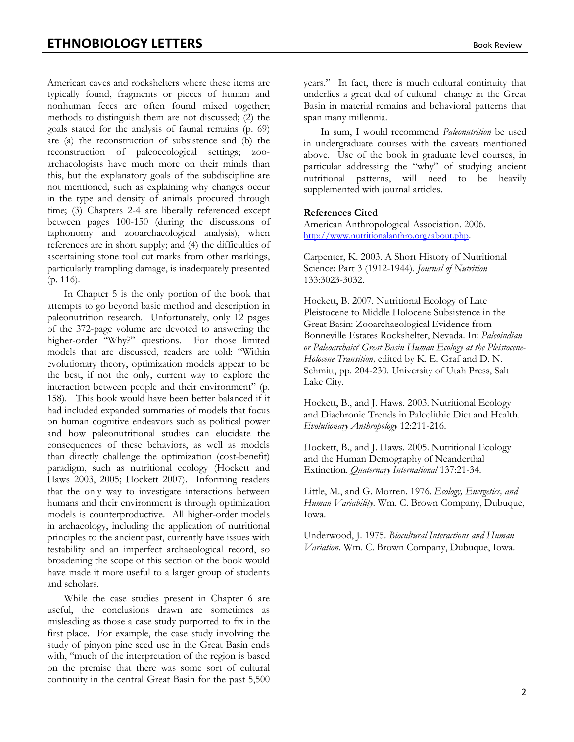American caves and rockshelters where these items are typically found, fragments or pieces of human and nonhuman feces are often found mixed together; methods to distinguish them are not discussed; (2) the goals stated for the analysis of faunal remains (p. 69) are (a) the reconstruction of subsistence and (b) the reconstruction of paleoecological settings; zooarchaeologists have much more on their minds than this, but the explanatory goals of the subdiscipline are not mentioned, such as explaining why changes occur in the type and density of animals procured through time; (3) Chapters 2-4 are liberally referenced except between pages 100-150 (during the discussions of taphonomy and zooarchaeological analysis), when references are in short supply; and (4) the difficulties of ascertaining stone tool cut marks from other markings, particularly trampling damage, is inadequately presented (p. 116).

In Chapter 5 is the only portion of the book that attempts to go beyond basic method and description in paleonutrition research. Unfortunately, only 12 pages of the 372-page volume are devoted to answering the higher-order "Why?" questions. For those limited models that are discussed, readers are told: "Within evolutionary theory, optimization models appear to be the best, if not the only, current way to explore the interaction between people and their environment" (p. 158). This book would have been better balanced if it had included expanded summaries of models that focus on human cognitive endeavors such as political power and how paleonutritional studies can elucidate the consequences of these behaviors, as well as models than directly challenge the optimization (cost-benefit) paradigm, such as nutritional ecology (Hockett and Haws 2003, 2005; Hockett 2007). Informing readers that the only way to investigate interactions between humans and their environment is through optimization models is counterproductive. All higher-order models in archaeology, including the application of nutritional principles to the ancient past, currently have issues with testability and an imperfect archaeological record, so broadening the scope of this section of the book would have made it more useful to a larger group of students and scholars.

While the case studies present in Chapter 6 are useful, the conclusions drawn are sometimes as misleading as those a case study purported to fix in the first place. For example, the case study involving the study of pinyon pine seed use in the Great Basin ends with, "much of the interpretation of the region is based on the premise that there was some sort of cultural continuity in the central Great Basin for the past 5,500 years." In fact, there is much cultural continuity that underlies a great deal of cultural change in the Great Basin in material remains and behavioral patterns that span many millennia.

In sum, I would recommend *Paleonutrition* be used in undergraduate courses with the caveats mentioned above. Use of the book in graduate level courses, in particular addressing the "why" of studying ancient nutritional patterns, will need to be heavily supplemented with journal articles.

**References Cited**

American Anthropological Association. 2006. http://www.nutritionalanthro.org/about.php.

Carpenter, K. 2003. A Short History of Nutritional Science: Part 3 (1912-1944). *Journal of Nutrition* 133:3023-3032.

Hockett, B. 2007. Nutritional Ecology of Late Pleistocene to Middle Holocene Subsistence in the Great Basin: Zooarchaeological Evidence from Bonneville Estates Rockshelter, Nevada. In: *Paleoindian or Paleoarchaic? Great Basin Human Ecology at the Pleistocene-Holocene Transition,* edited by K. E. Graf and D. N. Schmitt, pp. 204-230. University of Utah Press, Salt Lake City.

Hockett, B., and J. Haws. 2003. Nutritional Ecology and Diachronic Trends in Paleolithic Diet and Health. *Evolutionary Anthropology* 12:211-216.

Hockett, B., and J. Haws. 2005. Nutritional Ecology and the Human Demography of Neanderthal Extinction. *Quaternary International* 137:21-34.

Little, M., and G. Morren. 1976. *Ecology, Energetics, and Human Variability*. Wm. C. Brown Company, Dubuque, Iowa.

Underwood, J. 1975. *Biocultural Interactions and Human Variation*. Wm. C. Brown Company, Dubuque, Iowa.